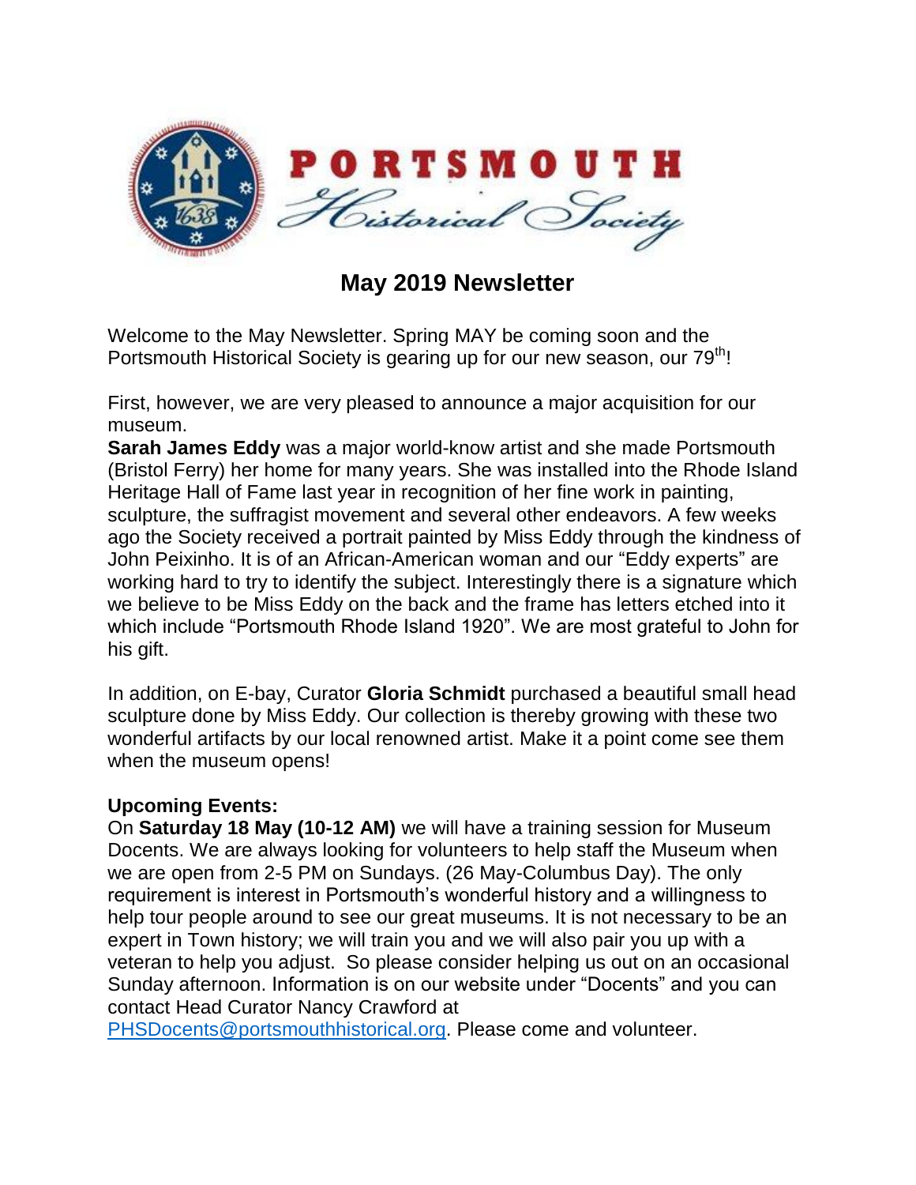PORTSMOUTH Historical Society

# May 2019 Newsletter

Welcome to the May Newsletter. Spring MAY be coming soon and the Portsmouth Historical Society is gearing up for our new season, our 79th!

First, however, we are very pleased to announce a major acquisition for our museum.

**Sarah James Eddy** was a major world-know artist and she made Portsmouth (Bristol Ferry) her home for many years. She was installed into the Rhode Island Heritage Hall of Fame last year in recognition of her fine work in painting, sculpture, the suffragist movement and several other endeavors. A few weeks ago the Society received a portrait painted by Miss Eddy through the kindness of John Peixinho. It is of an African-American woman and our "Eddy experts" are working hard to try to identify the subject. Interestingly there is a signature which we believe to be Miss Eddy on the back and the frame has letters etched into it which include "Portsmouth Rhode Island 1920". We are most grateful to John for his gift.

In addition, on E-bay, Curator **Gloria Schmidt** purchased a beautiful small head sculpture done by Miss Eddy. Our collection is thereby growing with these two wonderful artifacts by our local renowned artist. Make it a point come see them when the museum opens!

**Upcoming Events:**

On **Saturday 18 May (10-12 AM)** we will have a training session for Museum Docents. We are always looking for volunteers to help staff the Museum when we are open from 2-5 PM on Sundays. (26 May-Columbus Day). The only requirement is interest in Portsmouth's wonderful history and a willingness to help tour people around to see our great museums. It is not necessary to be an expert in Town history; we will train you and we will also pair you up with a veteran to help you adjust. So please consider helping us out on an occasional Sunday afternoon. Information is on our website under "Docents" and you can contact Head Curator Nancy Crawford at PHSDocents@portsmouthhistorical.org. Please come and volunteer.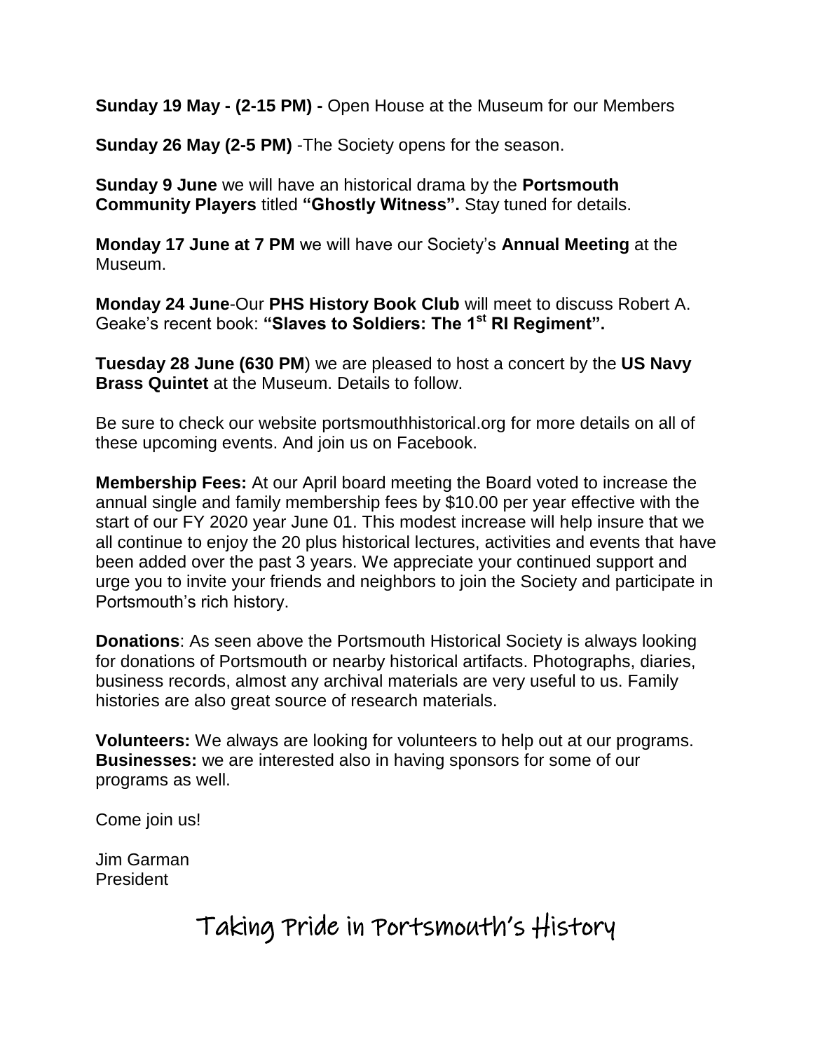**Sunday 19 May - (2-15 PM) -** Open House at the Museum for our Members

**Sunday 26 May (2-5 PM)** -The Society opens for the season.

**Sunday 9 June** we will have an historical drama by the **Portsmouth Community Players** titled **"Ghostly Witness".** Stay tuned for details.

**Monday 17 June at 7 PM** we will have our Society's **Annual Meeting** at the Museum.

**Monday 24 June**-Our **PHS History Book Club** will meet to discuss Robert A. Geake's recent book: **"Slaves to Soldiers: The 1st RI Regiment".**

**Tuesday 28 June (630 PM**) we are pleased to host a concert by the **US Navy Brass Quintet** at the Museum. Details to follow.

Be sure to check our website portsmouthhistorical.org for more details on all of these upcoming events. And join us on Facebook.

**Membership Fees:** At our April board meeting the Board voted to increase the annual single and family membership fees by $10.00 per year effective with the start of our FY 2020 year June 01. This modest increase will help insure that we all continue to enjoy the 20 plus historical lectures, activities and events that have been added over the past 3 years. We appreciate your continued support and urge you to invite your friends and neighbors to join the Society and participate in Portsmouth's rich history.

**Donations**: As seen above the Portsmouth Historical Society is always looking for donations of Portsmouth or nearby historical artifacts. Photographs, diaries, business records, almost any archival materials are very useful to us. Family histories are also great source of research materials.

**Volunteers:** We always are looking for volunteers to help out at our programs. **Businesses:** we are interested also in having sponsors for some of our programs as well.

Come join us!

Jim Garman
President

Taking Pride in Portsmouth's History